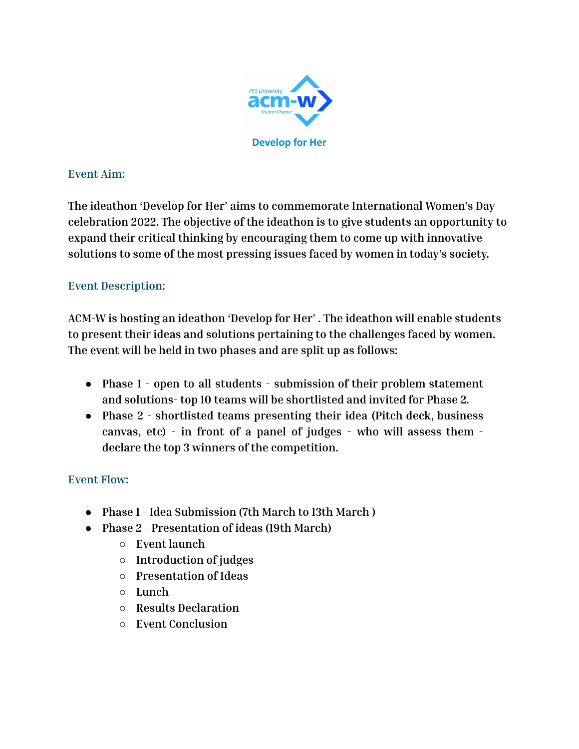PES University acm-w Student Chapter

# Develop for Her

## Event Aim:

The ideathon 'Develop for Her' aims to commemorate International Women's Day celebration 2022. The objective of the ideathon is to give students an opportunity to expand their critical thinking by encouraging them to come up with innovative solutions to some of the most pressing issues faced by women in today's society.

## Event Description:

ACM-W is hosting an ideathon 'Develop for Her' . The ideathon will enable students to present their ideas and solutions pertaining to the challenges faced by women. The event will be held in two phases and are split up as follows:

- Phase 1 - open to all students - submission of their problem statement and solutions- top 10 teams will be shortlisted and invited for Phase 2.
- Phase 2 - shortlisted teams presenting their idea (Pitch deck, business canvas, etc) - in front of a panel of judges - who will assess them - declare the top 3 winners of the competition.

## Event Flow:

- Phase 1 - Idea Submission (7th March to 13th March )
- Phase 2 - Presentation of ideas (19th March)
    - Event launch
    - Introduction of judges
    - Presentation of Ideas
    - Lunch
    - Results Declaration
    - Event Conclusion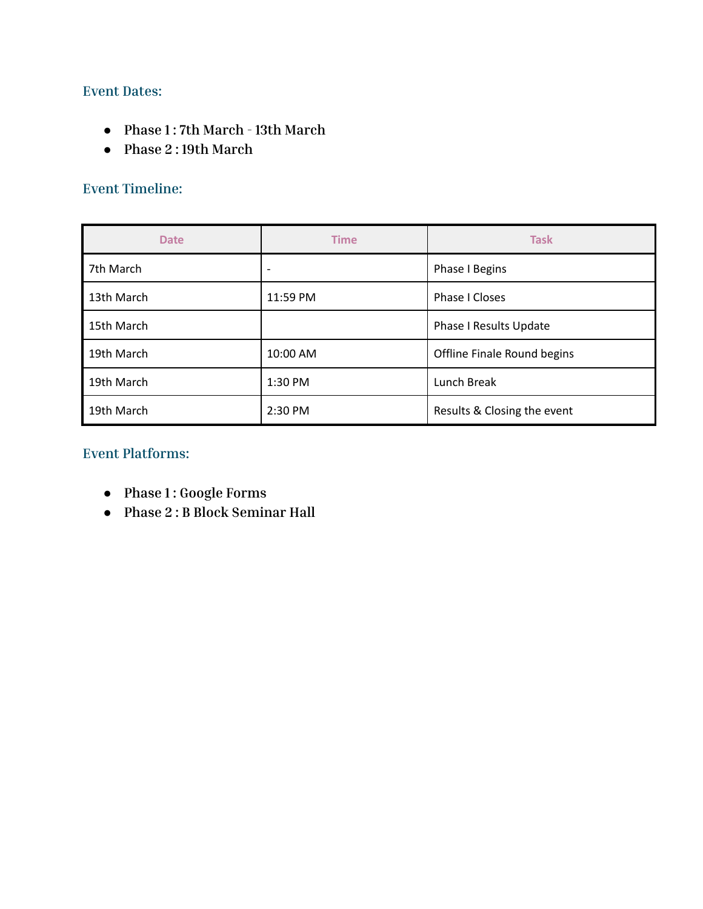### Event Dates:

- **Phase 1 : 7th March - 13th March**
- **Phase 2 : 19th March**

### Event Timeline:

| Date | Time | Task |
|---|---|---|
| 7th March | - | Phase I Begins |
| 13th March | 11:59 PM | Phase I Closes |
| 15th March | | Phase I Results Update |
| 19th March | 10:00 AM | Offline Finale Round begins |
| 19th March | 1:30 PM | Lunch Break |
| 19th March | 2:30 PM | Results & Closing the event |

### Event Platforms:

- **Phase 1 : Google Forms**
- **Phase 2 : B Block Seminar Hall**